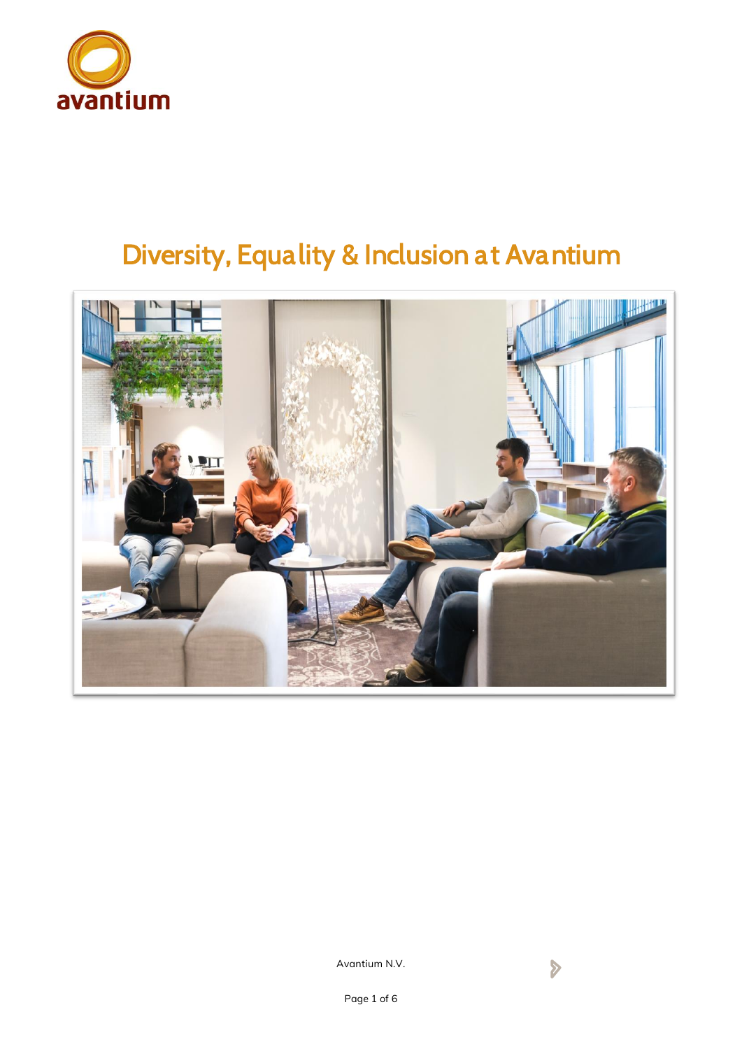# Diversity, Equality & Inclusion at Avantium

Avantium N.V.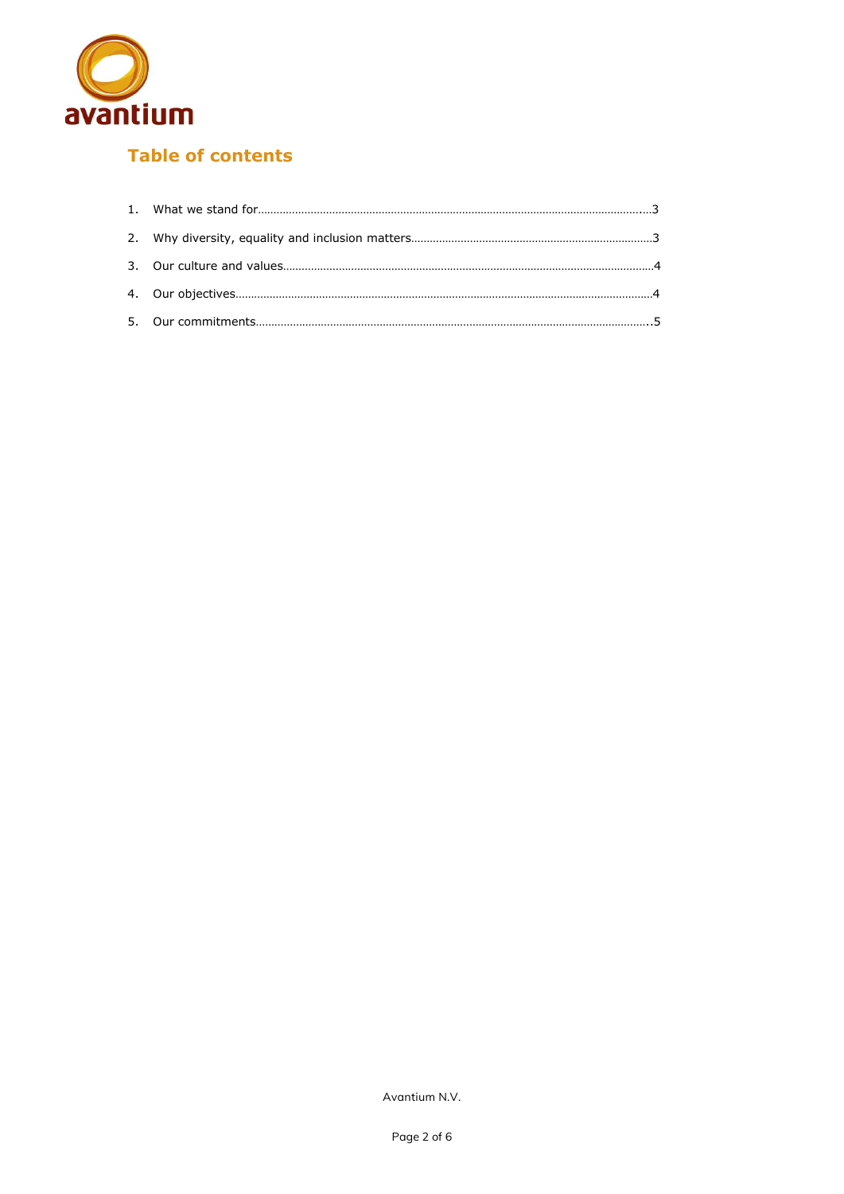## Table of contents

1. What we stand for.....3
2. Why diversity, equality and inclusion matters.....3
3. Our culture and values.....4
4. Our objectives.....4
5. Our commitments.....5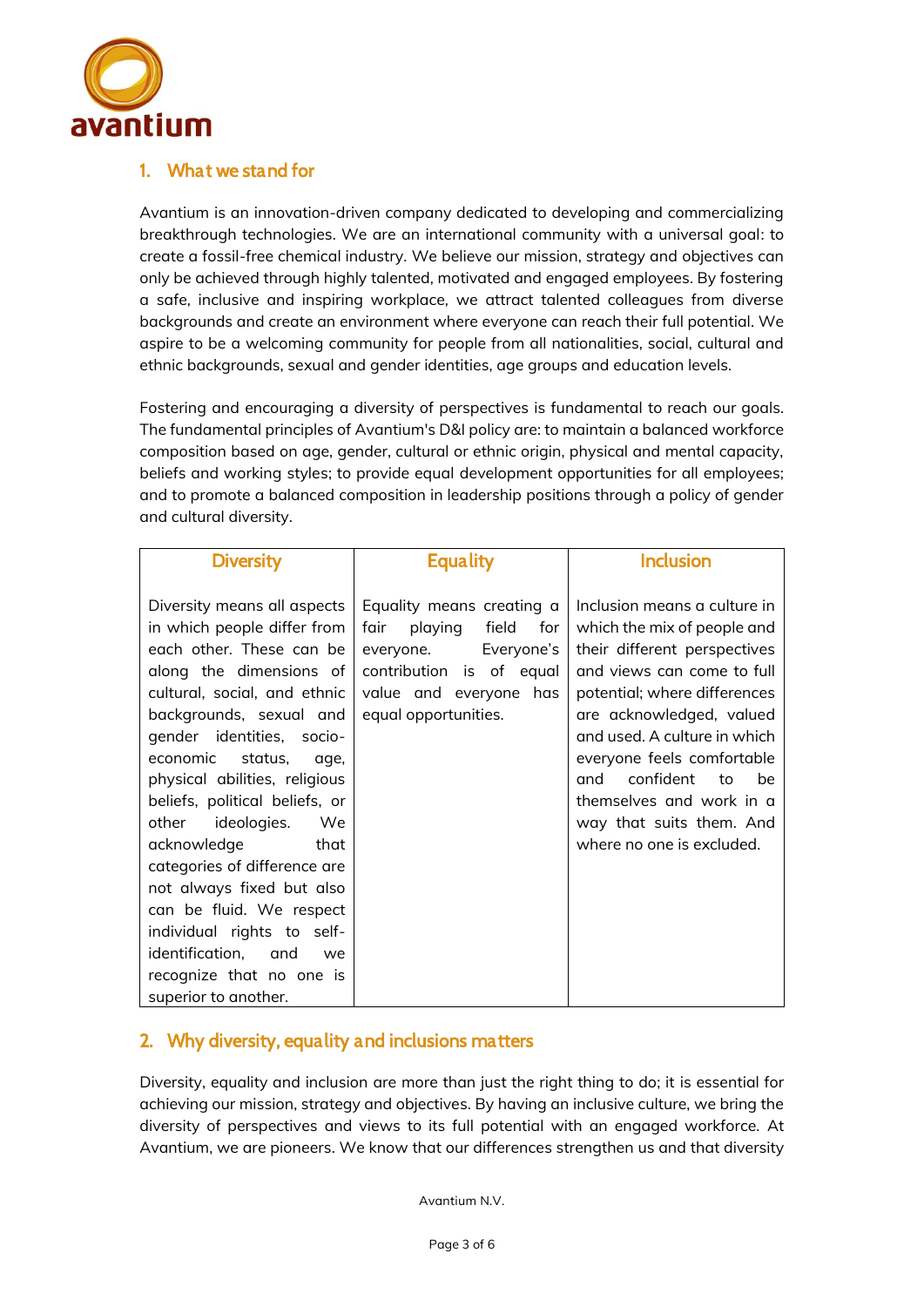## 1. What we stand for

Avantium is an innovation-driven company dedicated to developing and commercializing breakthrough technologies. We are an international community with a universal goal: to create a fossil-free chemical industry. We believe our mission, strategy and objectives can only be achieved through highly talented, motivated and engaged employees. By fostering a safe, inclusive and inspiring workplace, we attract talented colleagues from diverse backgrounds and create an environment where everyone can reach their full potential. We aspire to be a welcoming community for people from all nationalities, social, cultural and ethnic backgrounds, sexual and gender identities, age groups and education levels.

Fostering and encouraging a diversity of perspectives is fundamental to reach our goals. The fundamental principles of Avantium's D&I policy are: to maintain a balanced workforce composition based on age, gender, cultural or ethnic origin, physical and mental capacity, beliefs and working styles; to provide equal development opportunities for all employees; and to promote a balanced composition in leadership positions through a policy of gender and cultural diversity.

| Diversity | Equality | Inclusion |
|---|---|---|
| Diversity means all aspects in which people differ from each other. These can be along the dimensions of cultural, social, and ethnic backgrounds, sexual and gender identities, socio-economic status, age, physical abilities, religious beliefs, political beliefs, or other ideologies. We acknowledge that categories of difference are not always fixed but also can be fluid. We respect individual rights to self-identification, and we recognize that no one is superior to another. | Equality means creating a fair playing field for everyone. Everyone's contribution is of equal value and everyone has equal opportunities. | Inclusion means a culture in which the mix of people and their different perspectives and views can come to full potential; where differences are acknowledged, valued and used. A culture in which everyone feels comfortable and confident to be themselves and work in a way that suits them. And where no one is excluded. |

## 2. Why diversity, equality and inclusions matters

Diversity, equality and inclusion are more than just the right thing to do; it is essential for achieving our mission, strategy and objectives. By having an inclusive culture, we bring the diversity of perspectives and views to its full potential with an engaged workforce. At Avantium, we are pioneers. We know that our differences strengthen us and that diversity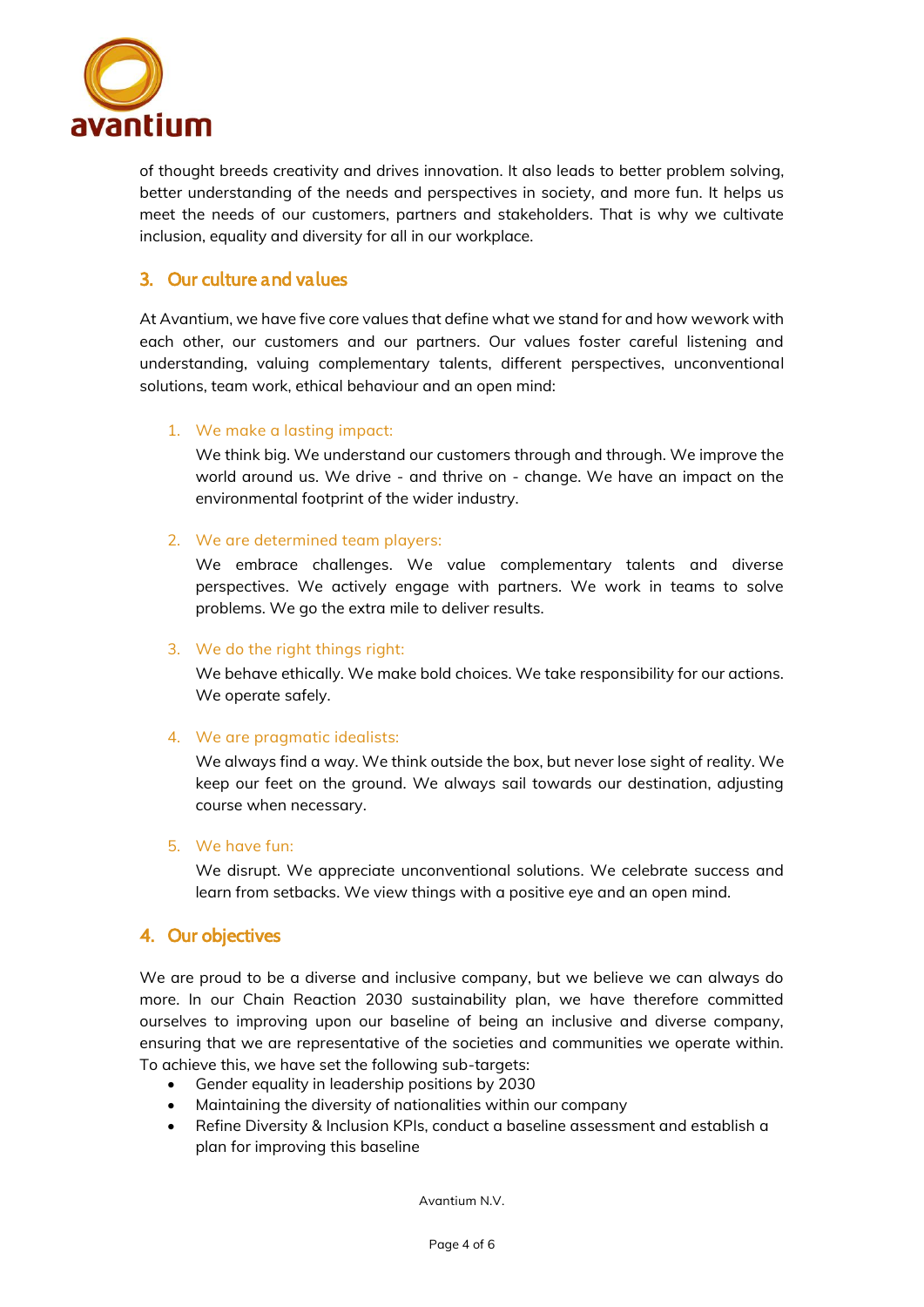of thought breeds creativity and drives innovation. It also leads to better problem solving, better understanding of the needs and perspectives in society, and more fun. It helps us meet the needs of our customers, partners and stakeholders. That is why we cultivate inclusion, equality and diversity for all in our workplace.

## 3. Our culture and values

At Avantium, we have five core values that define what we stand for and how wework with each other, our customers and our partners. Our values foster careful listening and understanding, valuing complementary talents, different perspectives, unconventional solutions, team work, ethical behaviour and an open mind:

1. We make a lasting impact:

   We think big. We understand our customers through and through. We improve the world around us. We drive - and thrive on - change. We have an impact on the environmental footprint of the wider industry.

2. We are determined team players:

   We embrace challenges. We value complementary talents and diverse perspectives. We actively engage with partners. We work in teams to solve problems. We go the extra mile to deliver results.

3. We do the right things right:

   We behave ethically. We make bold choices. We take responsibility for our actions. We operate safely.

4. We are pragmatic idealists:

   We always find a way. We think outside the box, but never lose sight of reality. We keep our feet on the ground. We always sail towards our destination, adjusting course when necessary.

5. We have fun:

   We disrupt. We appreciate unconventional solutions. We celebrate success and learn from setbacks. We view things with a positive eye and an open mind.

## 4. Our objectives

We are proud to be a diverse and inclusive company, but we believe we can always do more. In our Chain Reaction 2030 sustainability plan, we have therefore committed ourselves to improving upon our baseline of being an inclusive and diverse company, ensuring that we are representative of the societies and communities we operate within. To achieve this, we have set the following sub-targets:

- Gender equality in leadership positions by 2030
- Maintaining the diversity of nationalities within our company
- Refine Diversity & Inclusion KPIs, conduct a baseline assessment and establish a plan for improving this baseline

Avantium N.V.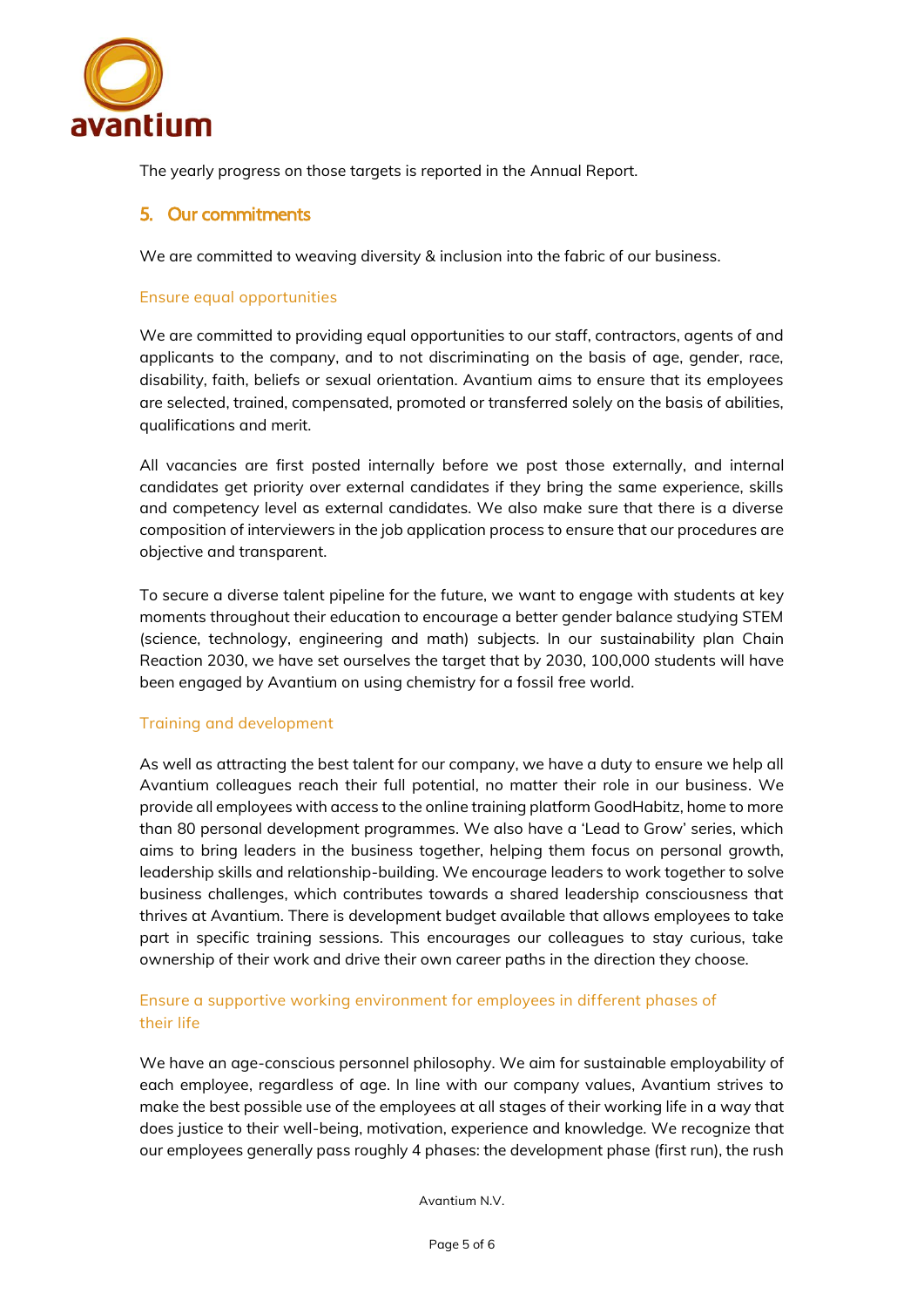The yearly progress on those targets is reported in the Annual Report.

## 5. Our commitments

We are committed to weaving diversity & inclusion into the fabric of our business.

### Ensure equal opportunities

We are committed to providing equal opportunities to our staff, contractors, agents of and applicants to the company, and to not discriminating on the basis of age, gender, race, disability, faith, beliefs or sexual orientation. Avantium aims to ensure that its employees are selected, trained, compensated, promoted or transferred solely on the basis of abilities, qualifications and merit.

All vacancies are first posted internally before we post those externally, and internal candidates get priority over external candidates if they bring the same experience, skills and competency level as external candidates. We also make sure that there is a diverse composition of interviewers in the job application process to ensure that our procedures are objective and transparent.

To secure a diverse talent pipeline for the future, we want to engage with students at key moments throughout their education to encourage a better gender balance studying STEM (science, technology, engineering and math) subjects. In our sustainability plan Chain Reaction 2030, we have set ourselves the target that by 2030, 100,000 students will have been engaged by Avantium on using chemistry for a fossil free world.

### Training and development

As well as attracting the best talent for our company, we have a duty to ensure we help all Avantium colleagues reach their full potential, no matter their role in our business. We provide all employees with access to the online training platform GoodHabitz, home to more than 80 personal development programmes. We also have a 'Lead to Grow' series, which aims to bring leaders in the business together, helping them focus on personal growth, leadership skills and relationship-building. We encourage leaders to work together to solve business challenges, which contributes towards a shared leadership consciousness that thrives at Avantium. There is development budget available that allows employees to take part in specific training sessions. This encourages our colleagues to stay curious, take ownership of their work and drive their own career paths in the direction they choose.

### Ensure a supportive working environment for employees in different phases of their life

We have an age-conscious personnel philosophy. We aim for sustainable employability of each employee, regardless of age. In line with our company values, Avantium strives to make the best possible use of the employees at all stages of their working life in a way that does justice to their well-being, motivation, experience and knowledge. We recognize that our employees generally pass roughly 4 phases: the development phase (first run), the rush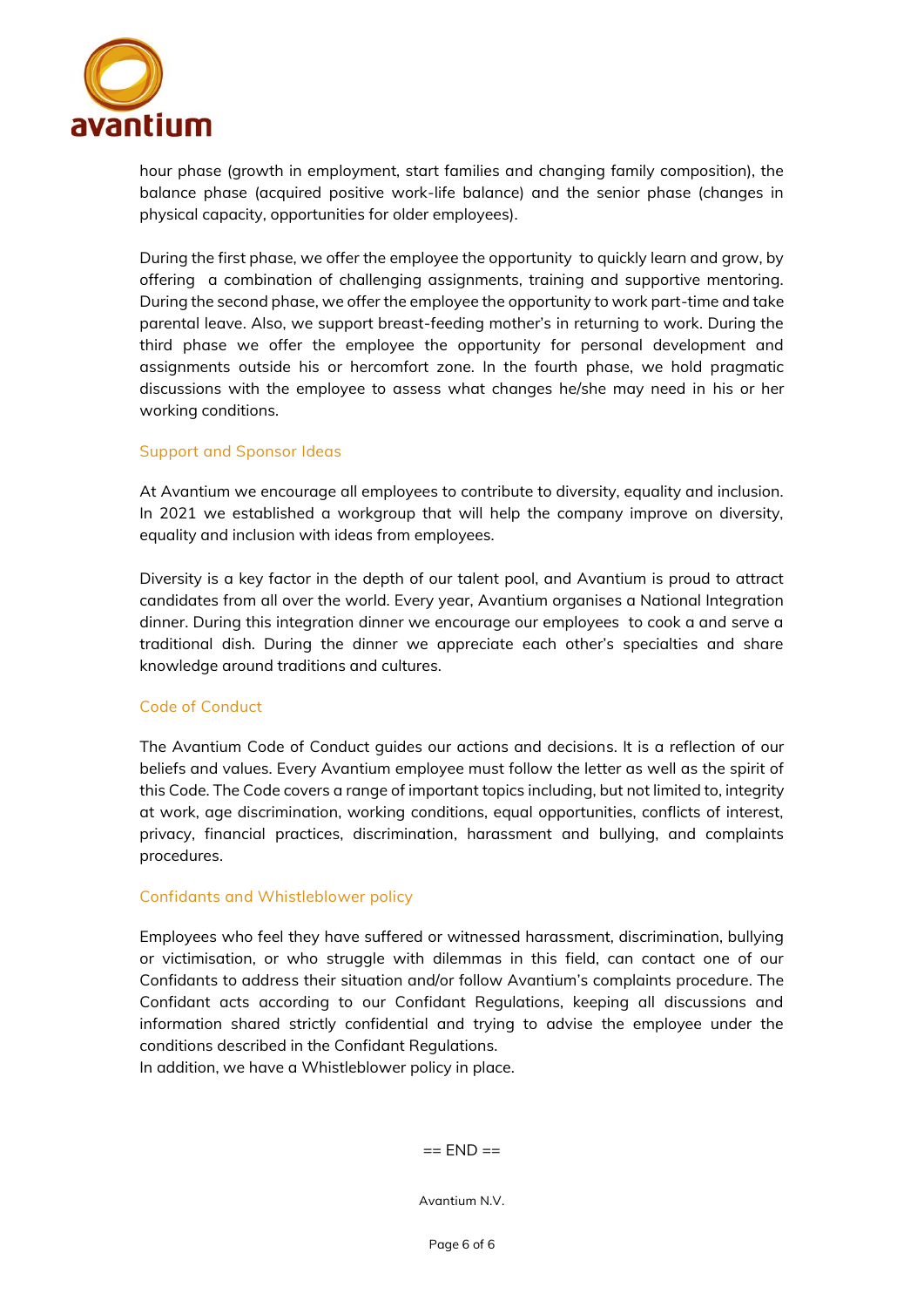hour phase (growth in employment, start families and changing family composition), the balance phase (acquired positive work-life balance) and the senior phase (changes in physical capacity, opportunities for older employees).

During the first phase, we offer the employee the opportunity to quickly learn and grow, by offering a combination of challenging assignments, training and supportive mentoring. During the second phase, we offer the employee the opportunity to work part-time and take parental leave. Also, we support breast-feeding mother's in returning to work. During the third phase we offer the employee the opportunity for personal development and assignments outside his or hercomfort zone. In the fourth phase, we hold pragmatic discussions with the employee to assess what changes he/she may need in his or her working conditions.

## Support and Sponsor Ideas

At Avantium we encourage all employees to contribute to diversity, equality and inclusion. In 2021 we established a workgroup that will help the company improve on diversity, equality and inclusion with ideas from employees.

Diversity is a key factor in the depth of our talent pool, and Avantium is proud to attract candidates from all over the world. Every year, Avantium organises a National Integration dinner. During this integration dinner we encourage our employees to cook a and serve a traditional dish. During the dinner we appreciate each other's specialties and share knowledge around traditions and cultures.

## Code of Conduct

The Avantium Code of Conduct guides our actions and decisions. It is a reflection of our beliefs and values. Every Avantium employee must follow the letter as well as the spirit of this Code. The Code covers a range of important topics including, but not limited to, integrity at work, age discrimination, working conditions, equal opportunities, conflicts of interest, privacy, financial practices, discrimination, harassment and bullying, and complaints procedures.

## Confidants and Whistleblower policy

Employees who feel they have suffered or witnessed harassment, discrimination, bullying or victimisation, or who struggle with dilemmas in this field, can contact one of our Confidants to address their situation and/or follow Avantium's complaints procedure. The Confidant acts according to our Confidant Regulations, keeping all discussions and information shared strictly confidential and trying to advise the employee under the conditions described in the Confidant Regulations.
In addition, we have a Whistleblower policy in place.

== END ==